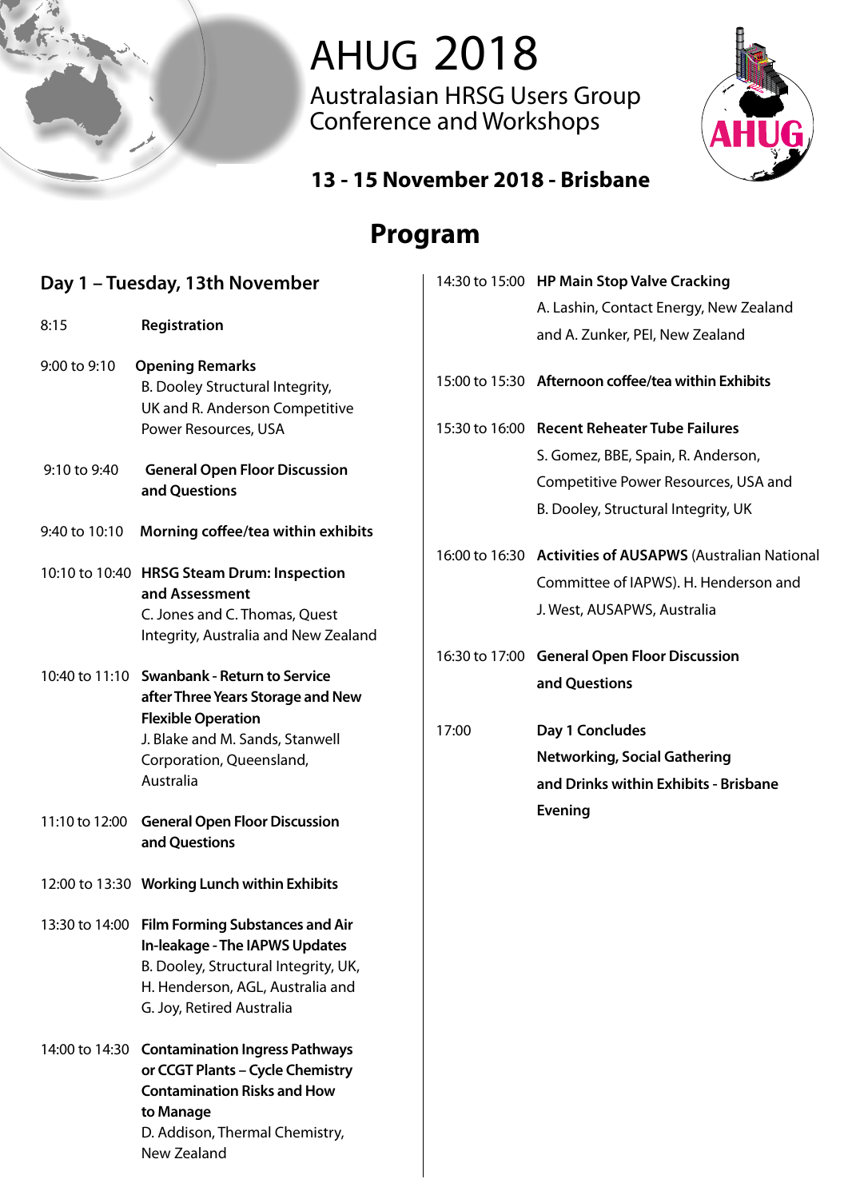# AHUG 2018

Australasian HRSG Users Group
Conference and Workshops

**13 - 15 November 2018 - Brisbane**

## Program

### Day 1 – Tuesday, 13th November

8:15 **Registration**

9:00 to 9:10 **Opening Remarks**
B. Dooley Structural Integrity, UK and R. Anderson Competitive Power Resources, USA

9:10 to 9:40 **General Open Floor Discussion and Questions**

9:40 to 10:10 **Morning coffee/tea within exhibits**

10:10 to 10:40 **HRSG Steam Drum: Inspection and Assessment**
C. Jones and C. Thomas, Quest Integrity, Australia and New Zealand

10:40 to 11:10 **Swanbank - Return to Service after Three Years Storage and New Flexible Operation**
J. Blake and M. Sands, Stanwell Corporation, Queensland, Australia

11:10 to 12:00 **General Open Floor Discussion and Questions**

12:00 to 13:30 **Working Lunch within Exhibits**

13:30 to 14:00 **Film Forming Substances and Air In-leakage - The IAPWS Updates**
B. Dooley, Structural Integrity, UK, H. Henderson, AGL, Australia and G. Joy, Retired Australia

14:00 to 14:30 **Contamination Ingress Pathways or CCGT Plants – Cycle Chemistry Contamination Risks and How to Manage**
D. Addison, Thermal Chemistry, New Zealand

14:30 to 15:00 **HP Main Stop Valve Cracking**
A. Lashin, Contact Energy, New Zealand and A. Zunker, PEI, New Zealand

15:00 to 15:30 **Afternoon coffee/tea within Exhibits**

15:30 to 16:00 **Recent Reheater Tube Failures**
S. Gomez, BBE, Spain, R. Anderson, Competitive Power Resources, USA and B. Dooley, Structural Integrity, UK

16:00 to 16:30 **Activities of AUSAPWS** (Australian National Committee of IAPWS). H. Henderson and J. West, AUSAPWS, Australia

16:30 to 17:00 **General Open Floor Discussion and Questions**

17:00 **Day 1 Concludes**
**Networking, Social Gathering and Drinks within Exhibits - Brisbane Evening**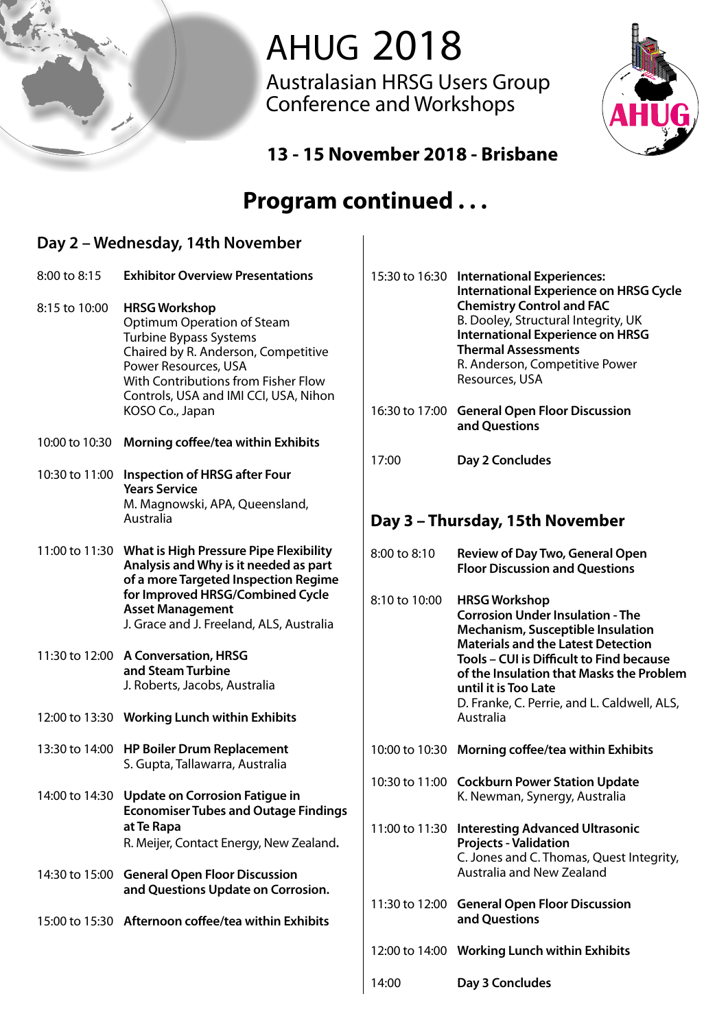# AHUG 2018

Australasian HRSG Users Group Conference and Workshops

**13 - 15 November 2018 - Brisbane**

## Program continued . . .

### Day 2 – Wednesday, 14th November

8:00 to 8:15 **Exhibitor Overview Presentations**

8:15 to 10:00 **HRSG Workshop**
Optimum Operation of Steam Turbine Bypass Systems
Chaired by R. Anderson, Competitive Power Resources, USA
With Contributions from Fisher Flow Controls, USA and IMI CCI, USA, Nihon KOSO Co., Japan

10:00 to 10:30 **Morning coffee/tea within Exhibits**

10:30 to 11:00 **Inspection of HRSG after Four Years Service**
M. Magnowski, APA, Queensland, Australia

11:00 to 11:30 **What is High Pressure Pipe Flexibility Analysis and Why is it needed as part of a more Targeted Inspection Regime for Improved HRSG/Combined Cycle Asset Management**
J. Grace and J. Freeland, ALS, Australia

11:30 to 12:00 **A Conversation, HRSG and Steam Turbine**
J. Roberts, Jacobs, Australia

12:00 to 13:30 **Working Lunch within Exhibits**

13:30 to 14:00 **HP Boiler Drum Replacement**
S. Gupta, Tallawarra, Australia

14:00 to 14:30 **Update on Corrosion Fatigue in Economiser Tubes and Outage Findings at Te Rapa**
R. Meijer, Contact Energy, New Zealand.

14:30 to 15:00 **General Open Floor Discussion and Questions Update on Corrosion.**

15:00 to 15:30 **Afternoon coffee/tea within Exhibits**

15:30 to 16:30 **International Experiences:**
**International Experience on HRSG Cycle Chemistry Control and FAC**
B. Dooley, Structural Integrity, UK
**International Experience on HRSG Thermal Assessments**
R. Anderson, Competitive Power Resources, USA

16:30 to 17:00 **General Open Floor Discussion and Questions**

17:00 **Day 2 Concludes**

### Day 3 – Thursday, 15th November

8:00 to 8:10 **Review of Day Two, General Open Floor Discussion and Questions**

8:10 to 10:00 **HRSG Workshop**
**Corrosion Under Insulation - The Mechanism, Susceptible Insulation Materials and the Latest Detection Tools – CUI is Difficult to Find because of the Insulation that Masks the Problem until it is Too Late**
D. Franke, C. Perrie, and L. Caldwell, ALS, Australia

10:00 to 10:30 **Morning coffee/tea within Exhibits**

10:30 to 11:00 **Cockburn Power Station Update**
K. Newman, Synergy, Australia

11:00 to 11:30 **Interesting Advanced Ultrasonic Projects - Validation**
C. Jones and C. Thomas, Quest Integrity, Australia and New Zealand

11:30 to 12:00 **General Open Floor Discussion and Questions**

12:00 to 14:00 **Working Lunch within Exhibits**

14:00 **Day 3 Concludes**